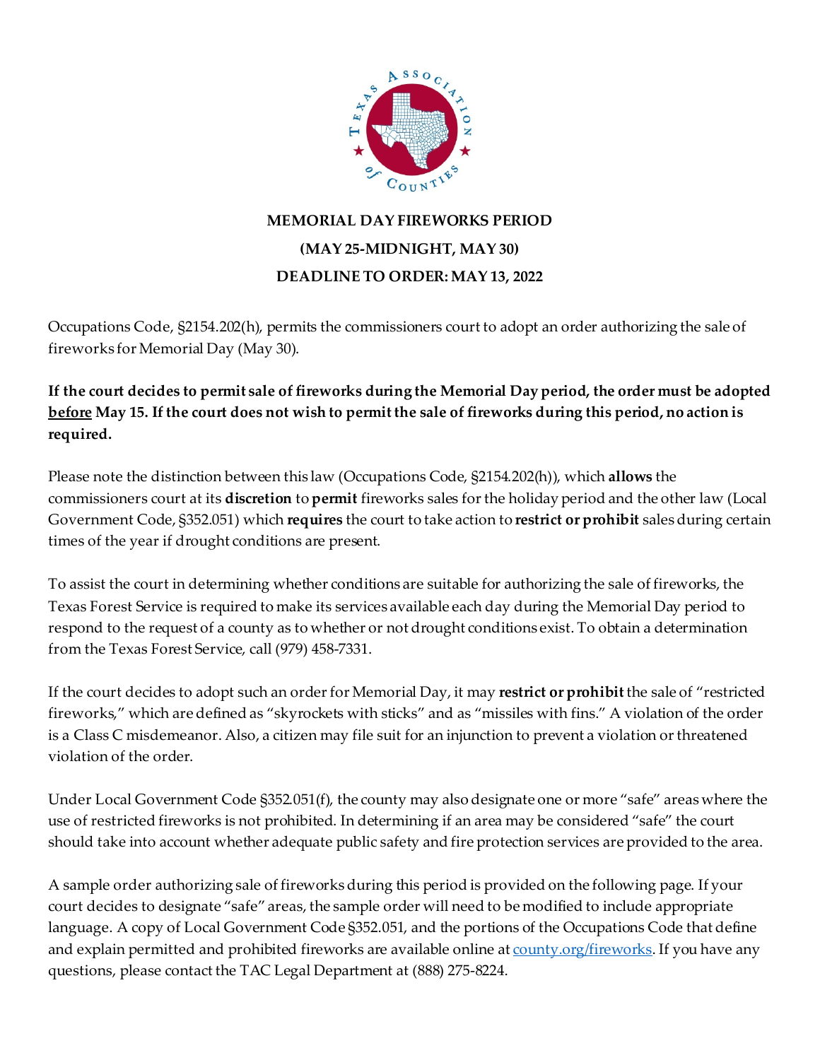**MEMORIAL DAY FIREWORKS PERIOD**

**(MAY 25-MIDNIGHT, MAY 30)**

**DEADLINE TO ORDER: MAY 13, 2022**

Occupations Code, §2154.202(h), permits the commissioners court to adopt an order authorizing the sale of fireworks for Memorial Day (May 30).

**If the court decides to permit sale of fireworks during the Memorial Day period, the order must be adopted <u>before</u> May 15. If the court does not wish to permit the sale of fireworks during this period, no action is required.**

Please note the distinction between this law (Occupations Code, §2154.202(h)), which **allows** the commissioners court at its **discretion** to **permit** fireworks sales for the holiday period and the other law (Local Government Code, §352.051) which **requires** the court to take action to **restrict or prohibit** sales during certain times of the year if drought conditions are present.

To assist the court in determining whether conditions are suitable for authorizing the sale of fireworks, the Texas Forest Service is required to make its services available each day during the Memorial Day period to respond to the request of a county as to whether or not drought conditions exist. To obtain a determination from the Texas Forest Service, call (979) 458-7331.

If the court decides to adopt such an order for Memorial Day, it may **restrict or prohibit** the sale of "restricted fireworks," which are defined as "skyrockets with sticks" and as "missiles with fins." A violation of the order is a Class C misdemeanor. Also, a citizen may file suit for an injunction to prevent a violation or threatened violation of the order.

Under Local Government Code §352.051(f), the county may also designate one or more "safe" areas where the use of restricted fireworks is not prohibited. In determining if an area may be considered "safe" the court should take into account whether adequate public safety and fire protection services are provided to the area.

A sample order authorizing sale of fireworks during this period is provided on the following page. If your court decides to designate "safe" areas, the sample order will need to be modified to include appropriate language. A copy of Local Government Code §352.051, and the portions of the Occupations Code that define and explain permitted and prohibited fireworks are available online at [county.org/fireworks](county.org/fireworks). If you have any questions, please contact the TAC Legal Department at (888) 275-8224.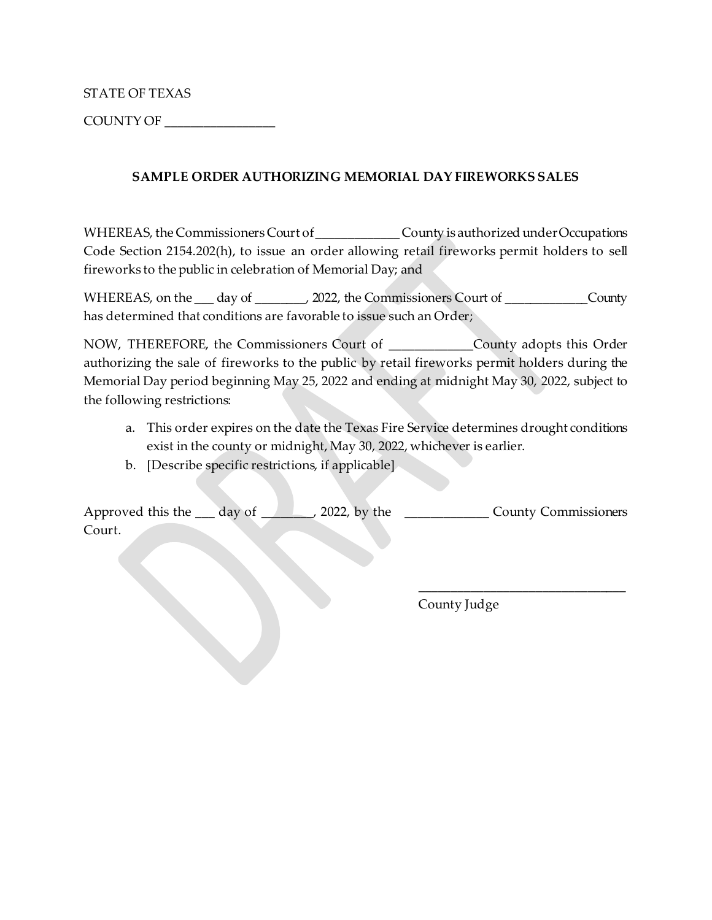STATE OF TEXAS

COUNTY OF _________________

**SAMPLE ORDER AUTHORIZING MEMORIAL DAY FIREWORKS SALES**

WHEREAS, the Commissioners Court of _____________ County is authorized under Occupations Code Section 2154.202(h), to issue an order allowing retail fireworks permit holders to sell fireworks to the public in celebration of Memorial Day; and

WHEREAS, on the ___ day of ________, 2022, the Commissioners Court of _____________County has determined that conditions are favorable to issue such an Order;

NOW, THEREFORE, the Commissioners Court of _____________County adopts this Order authorizing the sale of fireworks to the public by retail fireworks permit holders during the Memorial Day period beginning May 25, 2022 and ending at midnight May 30, 2022, subject to the following restrictions:

a. This order expires on the date the Texas Fire Service determines drought conditions exist in the county or midnight, May 30, 2022, whichever is earlier.
b. [Describe specific restrictions, if applicable]

Approved this the ___ day of ________, 2022, by the _____________ County Commissioners Court.

_________________________________

County Judge